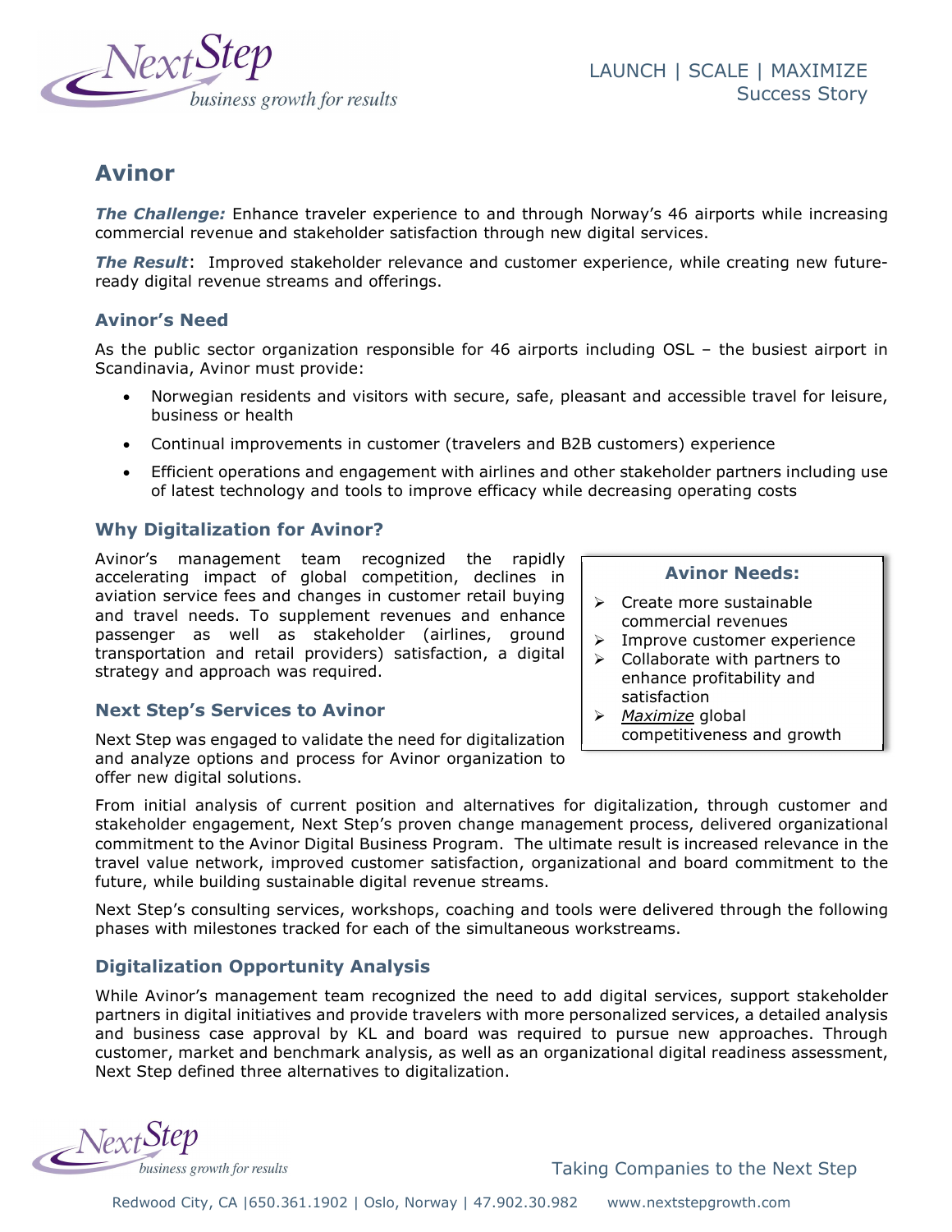LAUNCH | SCALE | MAXIMIZE
Success Story

# Avinor

***The Challenge:*** Enhance traveler experience to and through Norway's 46 airports while increasing commercial revenue and stakeholder satisfaction through new digital services.

***The Result***: Improved stakeholder relevance and customer experience, while creating new future-ready digital revenue streams and offerings.

## Avinor's Need

As the public sector organization responsible for 46 airports including OSL – the busiest airport in Scandinavia, Avinor must provide:

- Norwegian residents and visitors with secure, safe, pleasant and accessible travel for leisure, business or health
- Continual improvements in customer (travelers and B2B customers) experience
- Efficient operations and engagement with airlines and other stakeholder partners including use of latest technology and tools to improve efficacy while decreasing operating costs

## Why Digitalization for Avinor?

Avinor's management team recognized the rapidly accelerating impact of global competition, declines in aviation service fees and changes in customer retail buying and travel needs. To supplement revenues and enhance passenger as well as stakeholder (airlines, ground transportation and retail providers) satisfaction, a digital strategy and approach was required.

> **Avinor Needs:**
>
> - Create more sustainable commercial revenues
> - Improve customer experience
> - Collaborate with partners to enhance profitability and satisfaction
> - *Maximize* global competitiveness and growth

## Next Step's Services to Avinor

Next Step was engaged to validate the need for digitalization and analyze options and process for Avinor organization to offer new digital solutions.

From initial analysis of current position and alternatives for digitalization, through customer and stakeholder engagement, Next Step's proven change management process, delivered organizational commitment to the Avinor Digital Business Program. The ultimate result is increased relevance in the travel value network, improved customer satisfaction, organizational and board commitment to the future, while building sustainable digital revenue streams.

Next Step's consulting services, workshops, coaching and tools were delivered through the following phases with milestones tracked for each of the simultaneous workstreams.

## Digitalization Opportunity Analysis

While Avinor's management team recognized the need to add digital services, support stakeholder partners in digital initiatives and provide travelers with more personalized services, a detailed analysis and business case approval by KL and board was required to pursue new approaches. Through customer, market and benchmark analysis, as well as an organizational digital readiness assessment, Next Step defined three alternatives to digitalization.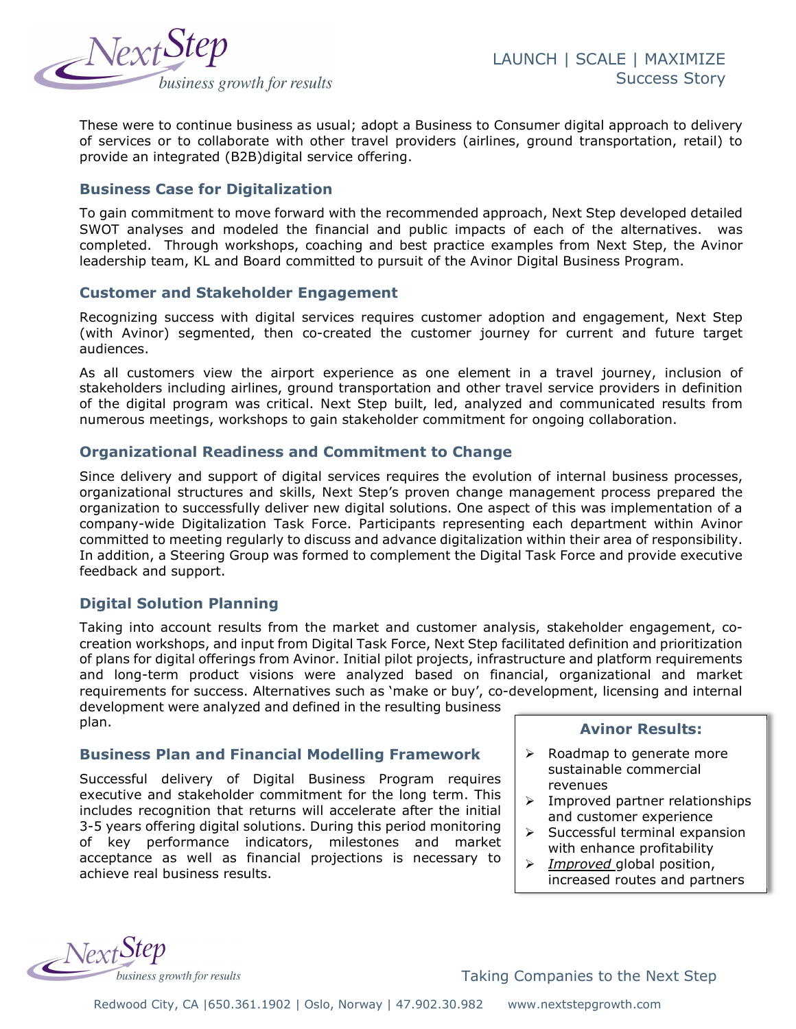These were to continue business as usual; adopt a Business to Consumer digital approach to delivery of services or to collaborate with other travel providers (airlines, ground transportation, retail) to provide an integrated (B2B)digital service offering.

## Business Case for Digitalization

To gain commitment to move forward with the recommended approach, Next Step developed detailed SWOT analyses and modeled the financial and public impacts of each of the alternatives. was completed. Through workshops, coaching and best practice examples from Next Step, the Avinor leadership team, KL and Board committed to pursuit of the Avinor Digital Business Program.

## Customer and Stakeholder Engagement

Recognizing success with digital services requires customer adoption and engagement, Next Step (with Avinor) segmented, then co-created the customer journey for current and future target audiences.

As all customers view the airport experience as one element in a travel journey, inclusion of stakeholders including airlines, ground transportation and other travel service providers in definition of the digital program was critical. Next Step built, led, analyzed and communicated results from numerous meetings, workshops to gain stakeholder commitment for ongoing collaboration.

## Organizational Readiness and Commitment to Change

Since delivery and support of digital services requires the evolution of internal business processes, organizational structures and skills, Next Step's proven change management process prepared the organization to successfully deliver new digital solutions. One aspect of this was implementation of a company-wide Digitalization Task Force. Participants representing each department within Avinor committed to meeting regularly to discuss and advance digitalization within their area of responsibility. In addition, a Steering Group was formed to complement the Digital Task Force and provide executive feedback and support.

## Digital Solution Planning

Taking into account results from the market and customer analysis, stakeholder engagement, co-creation workshops, and input from Digital Task Force, Next Step facilitated definition and prioritization of plans for digital offerings from Avinor. Initial pilot projects, infrastructure and platform requirements and long-term product visions were analyzed based on financial, organizational and market requirements for success. Alternatives such as 'make or buy', co-development, licensing and internal development were analyzed and defined in the resulting business plan.

## Business Plan and Financial Modelling Framework

Successful delivery of Digital Business Program requires executive and stakeholder commitment for the long term. This includes recognition that returns will accelerate after the initial 3-5 years offering digital solutions. During this period monitoring of key performance indicators, milestones and market acceptance as well as financial projections is necessary to achieve real business results.

### Avinor Results:

- Roadmap to generate more sustainable commercial revenues
- Improved partner relationships and customer experience
- Successful terminal expansion with enhance profitability
- *Improved* global position, increased routes and partners

Taking Companies to the Next Step

Redwood City, CA |650.361.1902 | Oslo, Norway | 47.902.30.982 www.nextstepgrowth.com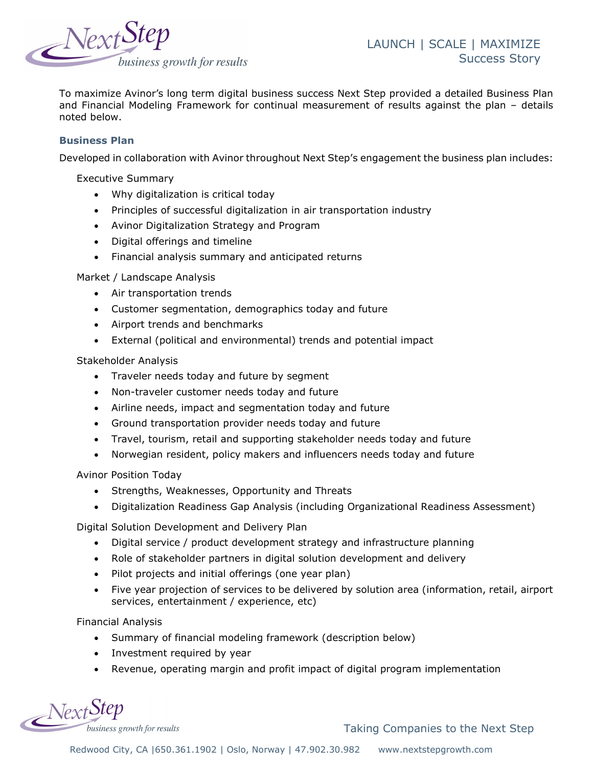To maximize Avinor's long term digital business success Next Step provided a detailed Business Plan and Financial Modeling Framework for continual measurement of results against the plan – details noted below.

### Business Plan

Developed in collaboration with Avinor throughout Next Step's engagement the business plan includes:

Executive Summary

- Why digitalization is critical today
- Principles of successful digitalization in air transportation industry
- Avinor Digitalization Strategy and Program
- Digital offerings and timeline
- Financial analysis summary and anticipated returns

Market / Landscape Analysis

- Air transportation trends
- Customer segmentation, demographics today and future
- Airport trends and benchmarks
- External (political and environmental) trends and potential impact

Stakeholder Analysis

- Traveler needs today and future by segment
- Non-traveler customer needs today and future
- Airline needs, impact and segmentation today and future
- Ground transportation provider needs today and future
- Travel, tourism, retail and supporting stakeholder needs today and future
- Norwegian resident, policy makers and influencers needs today and future

Avinor Position Today

- Strengths, Weaknesses, Opportunity and Threats
- Digitalization Readiness Gap Analysis (including Organizational Readiness Assessment)

Digital Solution Development and Delivery Plan

- Digital service / product development strategy and infrastructure planning
- Role of stakeholder partners in digital solution development and delivery
- Pilot projects and initial offerings (one year plan)
- Five year projection of services to be delivered by solution area (information, retail, airport services, entertainment / experience, etc)

Financial Analysis

- Summary of financial modeling framework (description below)
- Investment required by year
- Revenue, operating margin and profit impact of digital program implementation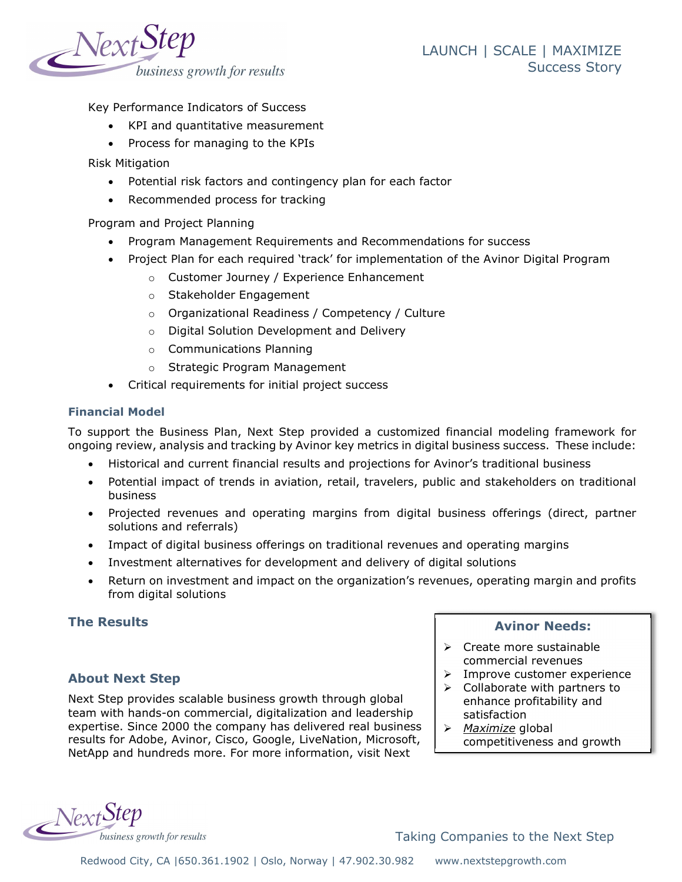Key Performance Indicators of Success

- KPI and quantitative measurement
- Process for managing to the KPIs

Risk Mitigation

- Potential risk factors and contingency plan for each factor
- Recommended process for tracking

Program and Project Planning

- Program Management Requirements and Recommendations for success
- Project Plan for each required 'track' for implementation of the Avinor Digital Program
  - Customer Journey / Experience Enhancement
  - Stakeholder Engagement
  - Organizational Readiness / Competency / Culture
  - Digital Solution Development and Delivery
  - Communications Planning
  - Strategic Program Management
- Critical requirements for initial project success

### Financial Model

To support the Business Plan, Next Step provided a customized financial modeling framework for ongoing review, analysis and tracking by Avinor key metrics in digital business success. These include:

- Historical and current financial results and projections for Avinor's traditional business
- Potential impact of trends in aviation, retail, travelers, public and stakeholders on traditional business
- Projected revenues and operating margins from digital business offerings (direct, partner solutions and referrals)
- Impact of digital business offerings on traditional revenues and operating margins
- Investment alternatives for development and delivery of digital solutions
- Return on investment and impact on the organization's revenues, operating margin and profits from digital solutions

### The Results

### About Next Step

Next Step provides scalable business growth through global team with hands-on commercial, digitalization and leadership expertise. Since 2000 the company has delivered real business results for Adobe, Avinor, Cisco, Google, LiveNation, Microsoft, NetApp and hundreds more. For more information, visit Next

**Avinor Needs:**

- Create more sustainable commercial revenues
- Improve customer experience
- Collaborate with partners to enhance profitability and satisfaction
- *Maximize* global competitiveness and growth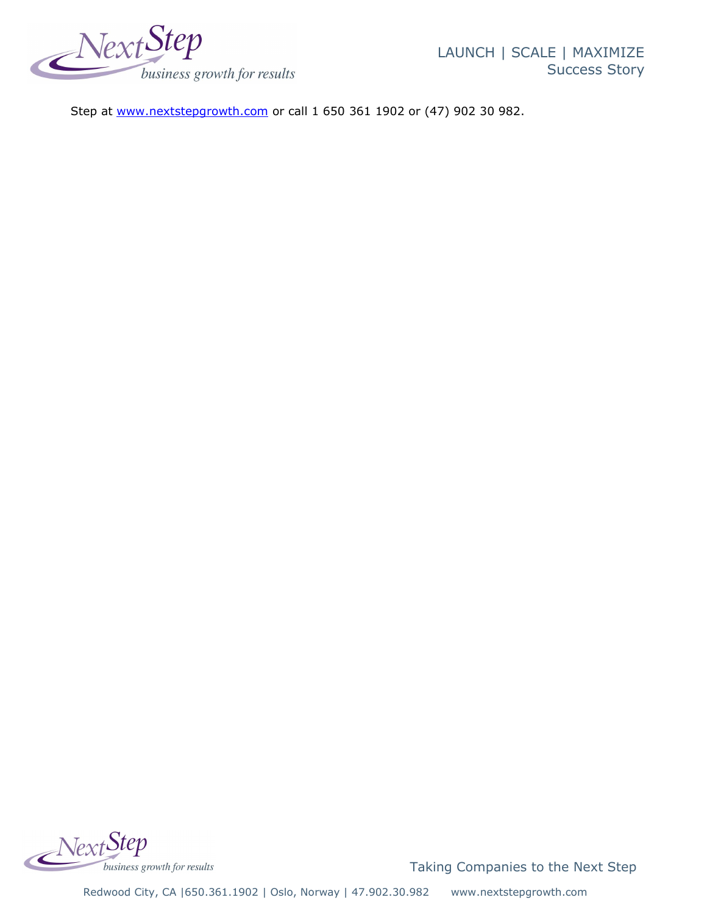Step at www.nextstepgrowth.com or call 1 650 361 1902 or (47) 902 30 982.